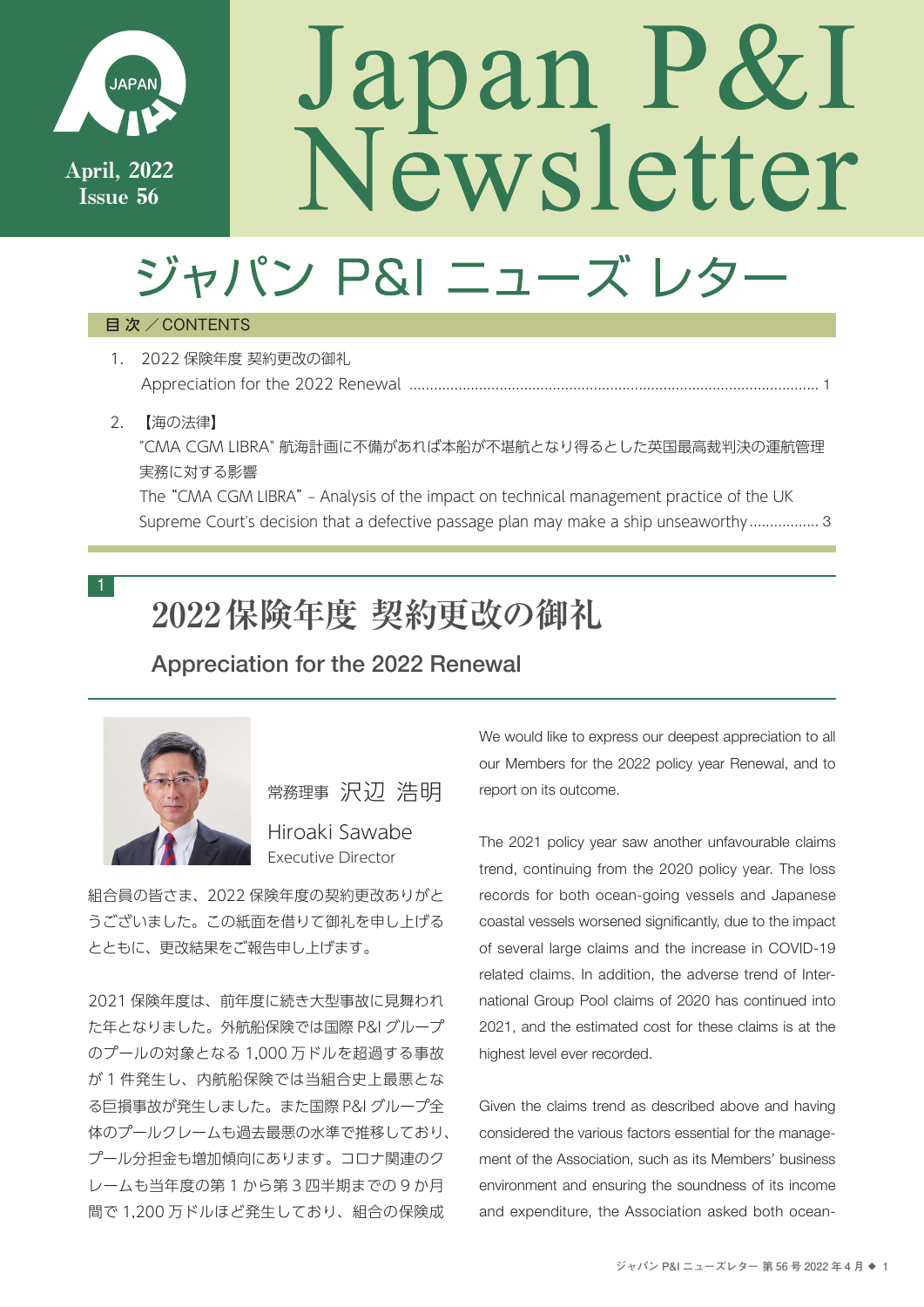# Japan P&I Newsletter

April, 2022
Issue 56

# ジャパン P&I ニューズ レター

**目 次** ／CONTENTS

1. 2022 保険年度 契約更改の御礼
   Appreciation for the 2022 Renewal ........ 1

2. 【海の法律】
   "CMA CGM LIBRA" 航海計画に不備があれば本船が不堪航となり得るとした英国最高裁判決の運航管理実務に対する影響
   The "CMA CGM LIBRA" – Analysis of the impact on technical management practice of the UK Supreme Court's decision that a defective passage plan may make a ship unseaworthy ........ 3

1

## 2022 保険年度 契約更改の御礼

### Appreciation for the 2022 Renewal

常務理事 沢辺 浩明

Hiroaki Sawabe
Executive Director

組合員の皆さま、2022 保険年度の契約更改ありがとうございました。この紙面を借りて御礼を申し上げるとともに、更改結果をご報告申し上げます。

2021 保険年度は、前年度に続き大型事故に見舞われた年となりました。外航船保険では国際 P&I グループのプールの対象となる 1,000 万ドルを超過する事故が 1 件発生し、内航船保険では当組合史上最悪となる巨損事故が発生しました。また国際 P&I グループ全体のプールクレームも過去最悪の水準で推移しており、プール分担金も増加傾向にあります。コロナ関連のクレームも当年度の第 1 から第 3 四半期までの 9 か月間で 1,200 万ドルほど発生しており、組合の保険成

We would like to express our deepest appreciation to all our Members for the 2022 policy year Renewal, and to report on its outcome.

The 2021 policy year saw another unfavourable claims trend, continuing from the 2020 policy year. The loss records for both ocean-going vessels and Japanese coastal vessels worsened significantly, due to the impact of several large claims and the increase in COVID-19 related claims. In addition, the adverse trend of International Group Pool claims of 2020 has continued into 2021, and the estimated cost for these claims is at the highest level ever recorded.

Given the claims trend as described above and having considered the various factors essential for the management of the Association, such as its Members' business environment and ensuring the soundness of its income and expenditure, the Association asked both ocean-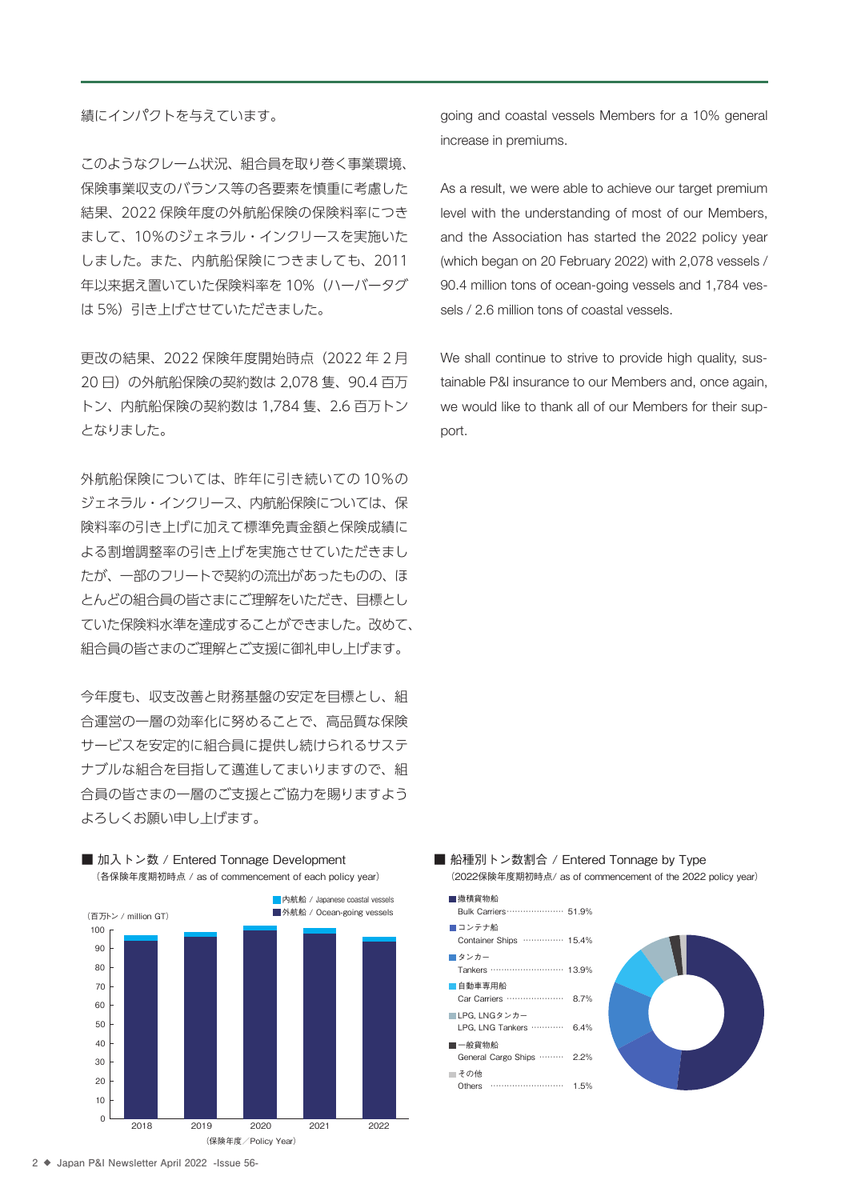績にインパクトを与えています。

このようなクレーム状況、組合員を取り巻く事業環境、保険事業収支のバランス等の各要素を慎重に考慮した結果、2022 保険年度の外航船保険の保険料率につきまして、10%のジェネラル・インクリースを実施いたしました。また、内航船保険につきましても、2011 年以来据え置いていた保険料率を 10%（ハーバータグは 5%）引き上げさせていただきました。

更改の結果、2022 保険年度開始時点（2022 年 2 月 20 日）の外航船保険の契約数は 2,078 隻、90.4 百万トン、内航船保険の契約数は 1,784 隻、2.6 百万トンとなりました。

外航船保険については、昨年に引き続いての 10%のジェネラル・インクリース、内航船保険については、保険料率の引き上げに加えて標準免責金額と保険成績による割増調整率の引き上げを実施させていただきましたが、一部のフリートで契約の流出があったものの、ほとんどの組合員の皆さまにご理解をいただき、目標としていた保険料水準を達成することができました。改めて、組合員の皆さまのご理解とご支援に御礼申し上げます。

今年度も、収支改善と財務基盤の安定を目標とし、組合運営の一層の効率化に努めることで、高品質な保険サービスを安定的に組合員に提供し続けられるサステナブルな組合を目指して邁進してまいりますので、組合員の皆さまの一層のご支援とご協力を賜りますようよろしくお願い申し上げます。

going and coastal vessels Members for a 10% general increase in premiums.

As a result, we were able to achieve our target premium level with the understanding of most of our Members, and the Association has started the 2022 policy year (which began on 20 February 2022) with 2,078 vessels / 90.4 million tons of ocean-going vessels and 1,784 vessels / 2.6 million tons of coastal vessels.

We shall continue to strive to provide high quality, sustainable P&I insurance to our Members and, once again, we would like to thank all of our Members for their support.

■ 加入トン数 / Entered Tonnage Development

（各保険年度期初時点 / as of commencement of each policy year）

内航船 / Japanese coastal vessels
外航船 / Ocean-going vessels

（百万トン / million GT）

100, 90, 80, 70, 60, 50, 40, 30, 20, 10, 0

2018, 2019, 2020, 2021, 2022

（保険年度／Policy Year）

■ 船種別トン数割合 / Entered Tonnage by Type

（2022保険年度期初時点/ as of commencement of the 2022 policy year）

撒積貨物船 Bulk Carriers ………… 51.9%
コンテナ船 Container Ships ………… 15.4%
タンカー Tankers ………… 13.9%
自動車専用船 Car Carriers ………… 8.7%
LPG, LNGタンカー LPG, LNG Tankers ………… 6.4%
一般貨物船 General Cargo Ships ………… 2.2%
その他 Others ………… 1.5%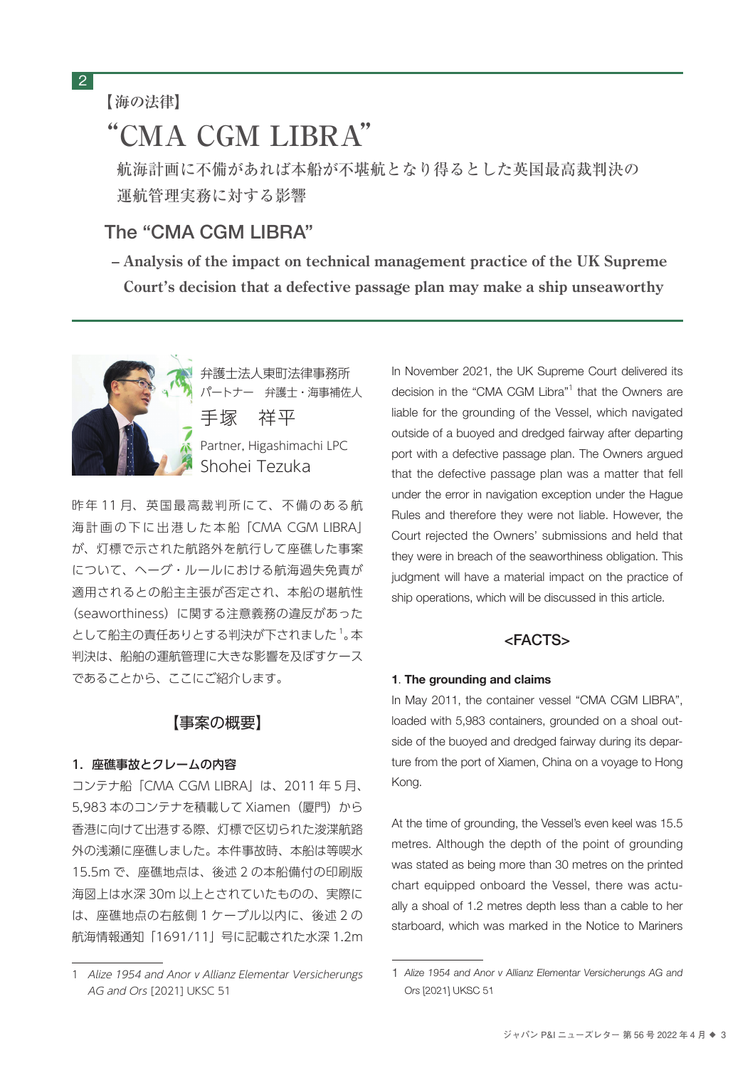【海の法律】

# "CMA CGM LIBRA"

航海計画に不備があれば本船が不堪航となり得るとした英国最高裁判決の
運航管理実務に対する影響

## The "CMA CGM LIBRA"

**– Analysis of the impact on technical management practice of the UK Supreme Court's decision that a defective passage plan may make a ship unseaworthy**

弁護士法人東町法律事務所
パートナー　弁護士・海事補佐人
手塚　祥平
Partner, Higashimachi LPC
Shohei Tezuka

昨年11月、英国最高裁判所にて、不備のある航海計画の下に出港した本船「CMA CGM LIBRA」が、灯標で示された航路外を航行して座礁した事案について、ヘーグ・ルールにおける航海過失免責が適用されるとの船主主張が否定され、本船の堪航性（seaworthiness）に関する注意義務の違反があったとして船主の責任ありとする判決が下されました[1]。本判決は、船舶の運航管理に大きな影響を及ぼすケースであることから、ここにご紹介します。

### 【事案の概要】

#### 1．座礁事故とクレームの内容

コンテナ船「CMA CGM LIBRA」は、2011年5月、5,983本のコンテナを積載してXiamen（厦門）から香港に向けて出港する際、灯標で区切られた浚渫航路外の浅瀬に座礁しました。本件事故時、本船は等喫水15.5mで、座礁地点は、後述2の本船備付の印刷版海図上は水深30m以上とされていたものの、実際には、座礁地点の右舷側1ケーブル以内に、後述2の航海情報通知「1691/11」号に記載された水深1.2m

1　*Alize 1954 and Anor v Allianz Elementar Versicherungs AG and Ors* [2021] UKSC 51

In November 2021, the UK Supreme Court delivered its decision in the "CMA CGM Libra"[1] that the Owners are liable for the grounding of the Vessel, which navigated outside of a buoyed and dredged fairway after departing port with a defective passage plan. The Owners argued that the defective passage plan was a matter that fell under the error in navigation exception under the Hague Rules and therefore they were not liable. However, the Court rejected the Owners' submissions and held that they were in breach of the seaworthiness obligation. This judgment will have a material impact on the practice of ship operations, which will be discussed in this article.

### <FACTS>

#### 1. The grounding and claims

In May 2011, the container vessel "CMA CGM LIBRA", loaded with 5,983 containers, grounded on a shoal outside of the buoyed and dredged fairway during its departure from the port of Xiamen, China on a voyage to Hong Kong.

At the time of grounding, the Vessel's even keel was 15.5 metres. Although the depth of the point of grounding was stated as being more than 30 metres on the printed chart equipped onboard the Vessel, there was actually a shoal of 1.2 metres depth less than a cable to her starboard, which was marked in the Notice to Mariners

1　*Alize 1954 and Anor v Allianz Elementar Versicherungs AG and Ors* [2021] UKSC 51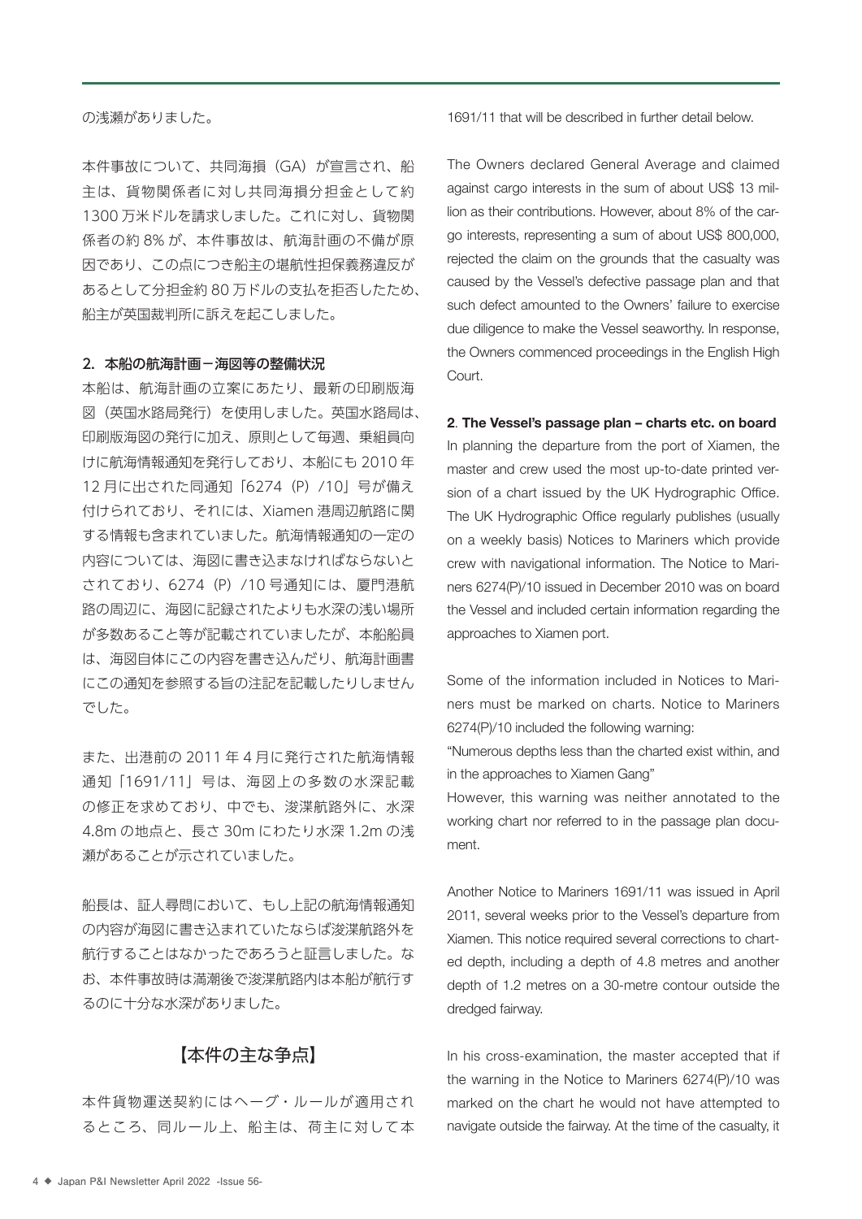の浅瀬がありました。

本件事故について、共同海損（GA）が宣言され、船主は、貨物関係者に対し共同海損分担金として約1300万米ドルを請求しました。これに対し、貨物関係者の約8%が、本件事故は、航海計画の不備が原因であり、この点につき船主の堪航性担保義務違反があるとして分担金約80万ドルの支払を拒否したため、船主が英国裁判所に訴えを起こしました。

**2．本船の航海計画－海図等の整備状況**

本船は、航海計画の立案にあたり、最新の印刷版海図（英国水路局発行）を使用しました。英国水路局は、印刷版海図の発行に加え、原則として毎週、乗組員向けに航海情報通知を発行しており、本船にも2010年12月に出された同通知「6274（P）/10」号が備え付けられており、それには、Xiamen港周辺航路に関する情報も含まれていました。航海情報通知の一定の内容については、海図に書き込まなければならないとされており、6274（P）/10号通知には、廈門港航路の周辺に、海図に記録されたよりも水深の浅い場所が多数あること等が記載されていましたが、本船船員は、海図自体にこの内容を書き込んだり、航海計画書にこの通知を参照する旨の注記を記載したりしませんでした。

また、出港前の2011年4月に発行された航海情報通知「1691/11」号は、海図上の多数の水深記載の修正を求めており、中でも、浚渫航路外に、水深4.8mの地点と、長さ30mにわたり水深1.2mの浅瀬があることが示されていました。

船長は、証人尋問において、もし上記の航海情報通知の内容が海図に書き込まれていたならば浚渫航路外を航行することはなかったであろうと証言しました。なお、本件事故時は満潮後で浚渫航路内は本船が航行するのに十分な水深がありました。

## 【本件の主な争点】

本件貨物運送契約にはヘーグ・ルールが適用されるところ、同ルール上、船主は、荷主に対して本

1691/11 that will be described in further detail below.

The Owners declared General Average and claimed against cargo interests in the sum of about US$ 13 million as their contributions. However, about 8% of the cargo interests, representing a sum of about US$ 800,000, rejected the claim on the grounds that the casualty was caused by the Vessel's defective passage plan and that such defect amounted to the Owners' failure to exercise due diligence to make the Vessel seaworthy. In response, the Owners commenced proceedings in the English High Court.

**2. The Vessel's passage plan – charts etc. on board**

In planning the departure from the port of Xiamen, the master and crew used the most up-to-date printed version of a chart issued by the UK Hydrographic Office. The UK Hydrographic Office regularly publishes (usually on a weekly basis) Notices to Mariners which provide crew with navigational information. The Notice to Mariners 6274(P)/10 issued in December 2010 was on board the Vessel and included certain information regarding the approaches to Xiamen port.

Some of the information included in Notices to Mariners must be marked on charts. Notice to Mariners 6274(P)/10 included the following warning:

"Numerous depths less than the charted exist within, and in the approaches to Xiamen Gang"

However, this warning was neither annotated to the working chart nor referred to in the passage plan document.

Another Notice to Mariners 1691/11 was issued in April 2011, several weeks prior to the Vessel's departure from Xiamen. This notice required several corrections to charted depth, including a depth of 4.8 metres and another depth of 1.2 metres on a 30-metre contour outside the dredged fairway.

In his cross-examination, the master accepted that if the warning in the Notice to Mariners 6274(P)/10 was marked on the chart he would not have attempted to navigate outside the fairway. At the time of the casualty, it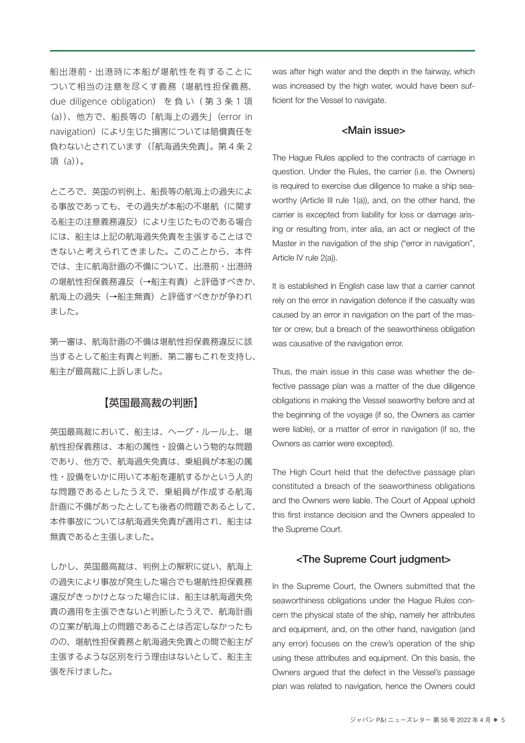船出港前・出港時に本船が堪航性を有することについて相当の注意を尽くす義務（堪航性担保義務、due diligence obligation）を負い（第３条１項（a））、他方で、船長等の「航海上の過失」（error in navigation）により生じた損害については賠償責任を負わないとされています（「航海過失免責」。第４条２項（a））。

ところで、英国の判例上、船長等の航海上の過失による事故であっても、その過失が本船の不堪航（に関する船主の注意義務違反）により生じたものである場合には、船主は上記の航海過失免責を主張することはできないと考えられてきました。このことから、本件では、主に航海計画の不備について、出港前・出港時の堪航性担保義務違反（→船主有責）と評価すべきか、航海上の過失（→船主無責）と評価すべきかが争われました。

第一審は、航海計画の不備は堪航性担保義務違反に該当するとして船主有責と判断、第二審もこれを支持し、船主が最高裁に上訴しました。

## 【英国最高裁の判断】

英国最高裁において、船主は、ヘーグ・ルール上、堪航性担保義務は、本船の属性・設備という物的な問題であり、他方で、航海過失免責は、乗組員が本船の属性・設備をいかに用いて本船を運航するかという人的な問題であるとしたうえで、乗組員が作成する航海計画に不備があったとしても後者の問題であるとして、本件事故については航海過失免責が適用され、船主は無責であると主張しました。

しかし、英国最高裁は、判例上の解釈に従い、航海上の過失により事故が発生した場合でも堪航性担保義務違反がきっかけとなった場合には、船主は航海過失免責の適用を主張できないと判断したうえで、航海計画の立案が航海上の問題であることは否定しなかったものの、堪航性担保義務と航海過失免責との間で船主が主張するような区別を行う理由はないとして、船主主張を斥けました。

was after high water and the depth in the fairway, which was increased by the high water, would have been sufficient for the Vessel to navigate.

## <Main issue>

The Hague Rules applied to the contracts of carriage in question. Under the Rules, the carrier (i.e. the Owners) is required to exercise due diligence to make a ship seaworthy (Article III rule 1(a)), and, on the other hand, the carrier is excepted from liability for loss or damage arising or resulting from, inter alia, an act or neglect of the Master in the navigation of the ship ("error in navigation", Article IV rule 2(a)).

It is established in English case law that a carrier cannot rely on the error in navigation defence if the casualty was caused by an error in navigation on the part of the master or crew, but a breach of the seaworthiness obligation was causative of the navigation error.

Thus, the main issue in this case was whether the defective passage plan was a matter of the due diligence obligations in making the Vessel seaworthy before and at the beginning of the voyage (if so, the Owners as carrier were liable), or a matter of error in navigation (if so, the Owners as carrier were excepted).

The High Court held that the defective passage plan constituted a breach of the seaworthiness obligations and the Owners were liable. The Court of Appeal upheld this first instance decision and the Owners appealed to the Supreme Court.

## <The Supreme Court judgment>

In the Supreme Court, the Owners submitted that the seaworthiness obligations under the Hague Rules concern the physical state of the ship, namely her attributes and equipment, and, on the other hand, navigation (and any error) focuses on the crew's operation of the ship using these attributes and equipment. On this basis, the Owners argued that the defect in the Vessel's passage plan was related to navigation, hence the Owners could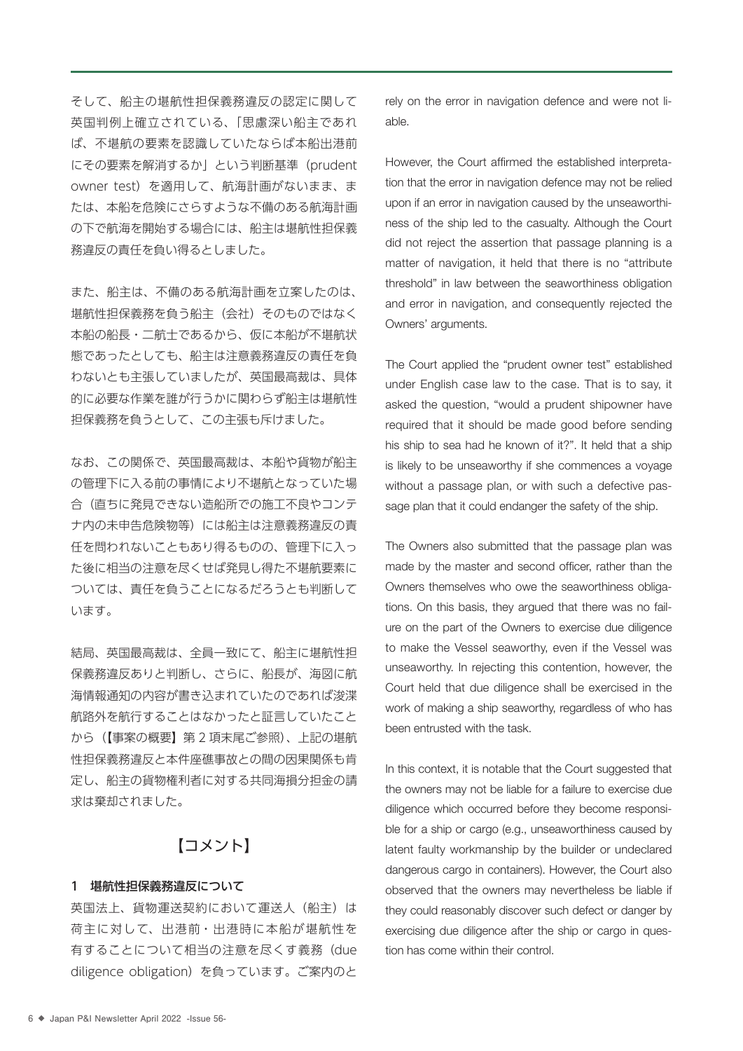そして、船主の堪航性担保義務違反の認定に関して英国判例上確立されている、「思慮深い船主であれば、不堪航の要素を認識していたならば本船出港前にその要素を解消するか」という判断基準（prudent owner test）を適用して、航海計画がないまま、または、本船を危険にさらすような不備のある航海計画の下で航海を開始する場合には、船主は堪航性担保義務違反の責任を負い得るとしました。

また、船主は、不備のある航海計画を立案したのは、堪航性担保義務を負う船主（会社）そのものではなく本船の船長・二航士であるから、仮に本船が不堪航状態であったとしても、船主は注意義務違反の責任を負わないとも主張していましたが、英国最高裁は、具体的に必要な作業を誰が行うかに関わらず船主は堪航性担保義務を負うとして、この主張も斥けました。

なお、この関係で、英国最高裁は、本船や貨物が船主の管理下に入る前の事情により不堪航となっていた場合（直ちに発見できない造船所での施工不良やコンテナ内の未申告危険物等）には船主は注意義務違反の責任を問われないこともあり得るものの、管理下に入った後に相当の注意を尽くせば発見し得た不堪航要素については、責任を負うことになるだろうとも判断しています。

結局、英国最高裁は、全員一致にて、船主に堪航性担保義務違反ありと判断し、さらに、船長が、海図に航海情報通知の内容が書き込まれていたのであれば浚渫航路外を航行することはなかったと証言していたことから（【事案の概要】第２項末尾ご参照）、上記の堪航性担保義務違反と本件座礁事故との間の因果関係も肯定し、船主の貨物権利者に対する共同海損分担金の請求は棄却されました。

## 【コメント】

### 1　堪航性担保義務違反について

英国法上、貨物運送契約において運送人（船主）は荷主に対して、出港前・出港時に本船が堪航性を有することについて相当の注意を尽くす義務（due diligence obligation）を負っています。ご案内のと

rely on the error in navigation defence and were not liable.

However, the Court affirmed the established interpretation that the error in navigation defence may not be relied upon if an error in navigation caused by the unseaworthiness of the ship led to the casualty. Although the Court did not reject the assertion that passage planning is a matter of navigation, it held that there is no “attribute threshold” in law between the seaworthiness obligation and error in navigation, and consequently rejected the Owners' arguments.

The Court applied the “prudent owner test” established under English case law to the case. That is to say, it asked the question, “would a prudent shipowner have required that it should be made good before sending his ship to sea had he known of it?”. It held that a ship is likely to be unseaworthy if she commences a voyage without a passage plan, or with such a defective passage plan that it could endanger the safety of the ship.

The Owners also submitted that the passage plan was made by the master and second officer, rather than the Owners themselves who owe the seaworthiness obligations. On this basis, they argued that there was no failure on the part of the Owners to exercise due diligence to make the Vessel seaworthy, even if the Vessel was unseaworthy. In rejecting this contention, however, the Court held that due diligence shall be exercised in the work of making a ship seaworthy, regardless of who has been entrusted with the task.

In this context, it is notable that the Court suggested that the owners may not be liable for a failure to exercise due diligence which occurred before they become responsible for a ship or cargo (e.g., unseaworthiness caused by latent faulty workmanship by the builder or undeclared dangerous cargo in containers). However, the Court also observed that the owners may nevertheless be liable if they could reasonably discover such defect or danger by exercising due diligence after the ship or cargo in question has come within their control.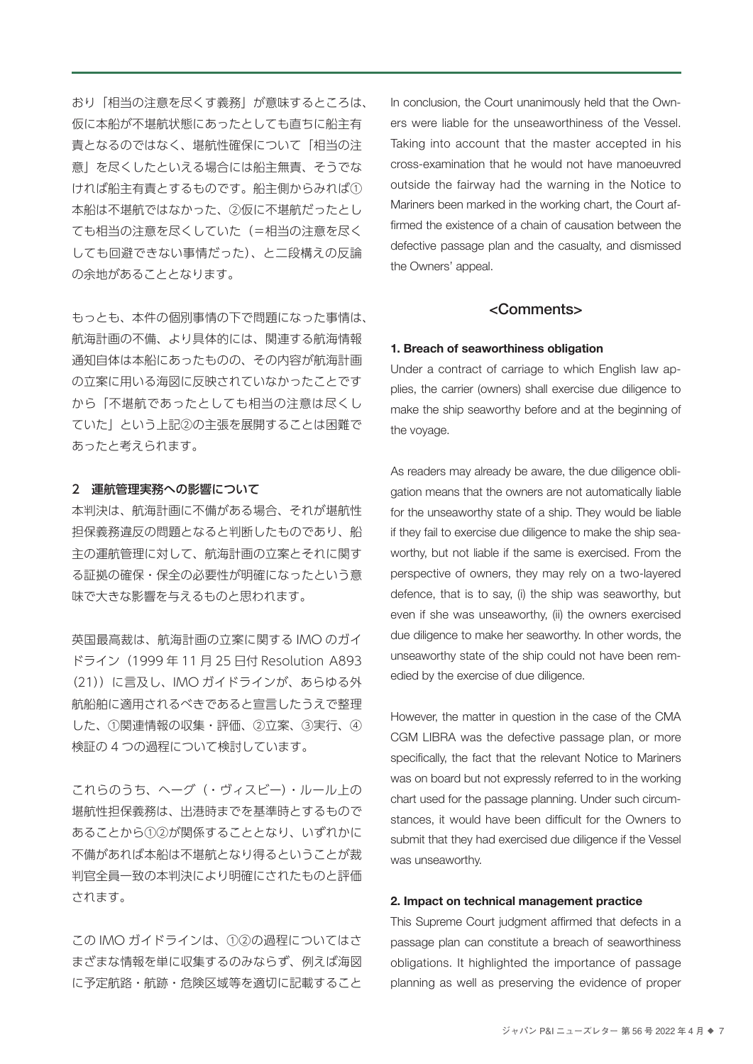おり「相当の注意を尽くす義務」が意味するところは、仮に本船が不堪航状態にあったとしても直ちに船主有責となるのではなく、堪航性確保について「相当の注意」を尽くしたといえる場合には船主無責、そうでなければ船主有責とするものです。船主側からみれば①本船は不堪航ではなかった、②仮に不堪航だったとしても相当の注意を尽くしていた（=相当の注意を尽くしても回避できない事情だった）、と二段構えの反論の余地があることとなります。

もっとも、本件の個別事情の下で問題になった事情は、航海計画の不備、より具体的には、関連する航海情報通知自体は本船にあったものの、その内容が航海計画の立案に用いる海図に反映されていなかったことですから「不堪航であったとしても相当の注意は尽くしていた」という上記②の主張を展開することは困難であったと考えられます。

## 2　運航管理実務への影響について

本判決は、航海計画に不備がある場合、それが堪航性担保義務違反の問題となると判断したものであり、船主の運航管理に対して、航海計画の立案とそれに関する証拠の確保・保全の必要性が明確になったという意味で大きな影響を与えるものと思われます。

英国最高裁は、航海計画の立案に関する IMO のガイドライン（1999 年 11 月 25 日付 Resolution A893（21））に言及し、IMO ガイドラインが、あらゆる外航船舶に適用されるべきであると宣言したうえで整理した、①関連情報の収集・評価、②立案、③実行、④検証の 4 つの過程について検討しています。

これらのうち、ヘーグ（・ヴィスビー）・ルール上の堪航性担保義務は、出港時までを基準時とするものであることから①②が関係することとなり、いずれかに不備があれば本船は不堪航となり得るということが裁判官全員一致の本判決により明確にされたものと評価されます。

この IMO ガイドラインは、①②の過程についてはさまざまな情報を単に収集するのみならず、例えば海図に予定航路・航跡・危険区域等を適切に記載すること

In conclusion, the Court unanimously held that the Owners were liable for the unseaworthiness of the Vessel. Taking into account that the master accepted in his cross-examination that he would not have manoeuvred outside the fairway had the warning in the Notice to Mariners been marked in the working chart, the Court affirmed the existence of a chain of causation between the defective passage plan and the casualty, and dismissed the Owners' appeal.

## <Comments>

### 1. Breach of seaworthiness obligation

Under a contract of carriage to which English law applies, the carrier (owners) shall exercise due diligence to make the ship seaworthy before and at the beginning of the voyage.

As readers may already be aware, the due diligence obligation means that the owners are not automatically liable for the unseaworthy state of a ship. They would be liable if they fail to exercise due diligence to make the ship seaworthy, but not liable if the same is exercised. From the perspective of owners, they may rely on a two-layered defence, that is to say, (i) the ship was seaworthy, but even if she was unseaworthy, (ii) the owners exercised due diligence to make her seaworthy. In other words, the unseaworthy state of the ship could not have been remedied by the exercise of due diligence.

However, the matter in question in the case of the CMA CGM LIBRA was the defective passage plan, or more specifically, the fact that the relevant Notice to Mariners was on board but not expressly referred to in the working chart used for the passage planning. Under such circumstances, it would have been difficult for the Owners to submit that they had exercised due diligence if the Vessel was unseaworthy.

### 2. Impact on technical management practice

This Supreme Court judgment affirmed that defects in a passage plan can constitute a breach of seaworthiness obligations. It highlighted the importance of passage planning as well as preserving the evidence of proper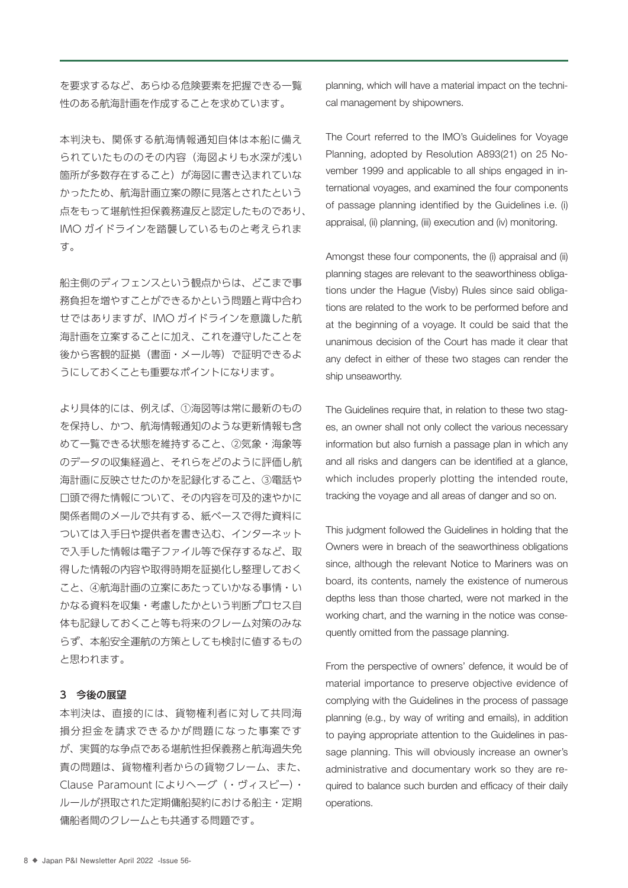を要求するなど、あらゆる危険要素を把握できる一覧性のある航海計画を作成することを求めています。

本判決も、関係する航海情報通知自体は本船に備えられていたもののその内容（海図よりも水深が浅い箇所が多数存在すること）が海図に書き込まれていなかったため、航海計画立案の際に見落とされたという点をもって堪航性担保義務違反と認定したものであり、IMO ガイドラインを踏襲しているものと考えられます。

船主側のディフェンスという観点からは、どこまで事務負担を増やすことができるかという問題と背中合わせではありますが、IMO ガイドラインを意識した航海計画を立案することに加え、これを遵守したことを後から客観的証拠（書面・メール等）で証明できるようにしておくことも重要なポイントになります。

より具体的には、例えば、①海図等は常に最新のものを保持し、かつ、航海情報通知のような更新情報も含めて一覧できる状態を維持すること、②気象・海象等のデータの収集経過と、それらをどのように評価し航海計画に反映させたのかを記録化すること、③電話や口頭で得た情報について、その内容を可及的速やかに関係者間のメールで共有する、紙ベースで得た資料については入手日や提供者を書き込む、インターネットで入手した情報は電子ファイル等で保存するなど、取得した情報の内容や取得時期を証拠化し整理しておくこと、④航海計画の立案にあたっていかなる事情・いかなる資料を収集・考慮したかという判断プロセス自体も記録しておくこと等も将来のクレーム対策のみならず、本船安全運航の方策としても検討に値するものと思われます。

### 3　今後の展望

本判決は、直接的には、貨物権利者に対して共同海損分担金を請求できるかが問題になった事案ですが、実質的な争点である堪航性担保義務と航海過失免責の問題は、貨物権利者からの貨物クレーム、また、Clause Paramount によりヘーグ（・ヴィスビー）・ルールが摂取された定期傭船契約における船主・定期傭船者間のクレームとも共通する問題です。

planning, which will have a material impact on the technical management by shipowners.

The Court referred to the IMO's Guidelines for Voyage Planning, adopted by Resolution A893(21) on 25 November 1999 and applicable to all ships engaged in international voyages, and examined the four components of passage planning identified by the Guidelines i.e. (i) appraisal, (ii) planning, (iii) execution and (iv) monitoring.

Amongst these four components, the (i) appraisal and (ii) planning stages are relevant to the seaworthiness obligations under the Hague (Visby) Rules since said obligations are related to the work to be performed before and at the beginning of a voyage. It could be said that the unanimous decision of the Court has made it clear that any defect in either of these two stages can render the ship unseaworthy.

The Guidelines require that, in relation to these two stages, an owner shall not only collect the various necessary information but also furnish a passage plan in which any and all risks and dangers can be identified at a glance, which includes properly plotting the intended route, tracking the voyage and all areas of danger and so on.

This judgment followed the Guidelines in holding that the Owners were in breach of the seaworthiness obligations since, although the relevant Notice to Mariners was on board, its contents, namely the existence of numerous depths less than those charted, were not marked in the working chart, and the warning in the notice was consequently omitted from the passage planning.

From the perspective of owners' defence, it would be of material importance to preserve objective evidence of complying with the Guidelines in the process of passage planning (e.g., by way of writing and emails), in addition to paying appropriate attention to the Guidelines in passage planning. This will obviously increase an owner's administrative and documentary work so they are required to balance such burden and efficacy of their daily operations.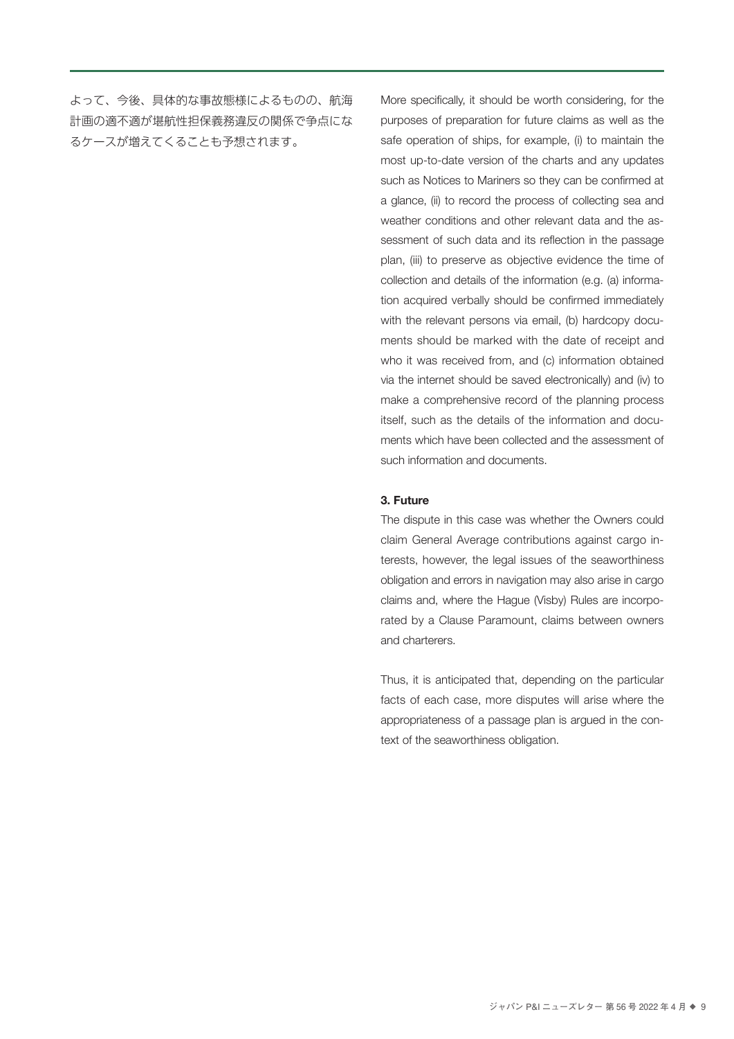よって、今後、具体的な事故態様によるものの、航海計画の適不適が堪航性担保義務違反の関係で争点になるケースが増えてくることも予想されます。

More specifically, it should be worth considering, for the purposes of preparation for future claims as well as the safe operation of ships, for example, (i) to maintain the most up-to-date version of the charts and any updates such as Notices to Mariners so they can be confirmed at a glance, (ii) to record the process of collecting sea and weather conditions and other relevant data and the assessment of such data and its reflection in the passage plan, (iii) to preserve as objective evidence the time of collection and details of the information (e.g. (a) information acquired verbally should be confirmed immediately with the relevant persons via email, (b) hardcopy documents should be marked with the date of receipt and who it was received from, and (c) information obtained via the internet should be saved electronically) and (iv) to make a comprehensive record of the planning process itself, such as the details of the information and documents which have been collected and the assessment of such information and documents.

**3. Future**

The dispute in this case was whether the Owners could claim General Average contributions against cargo interests, however, the legal issues of the seaworthiness obligation and errors in navigation may also arise in cargo claims and, where the Hague (Visby) Rules are incorporated by a Clause Paramount, claims between owners and charterers.

Thus, it is anticipated that, depending on the particular facts of each case, more disputes will arise where the appropriateness of a passage plan is argued in the context of the seaworthiness obligation.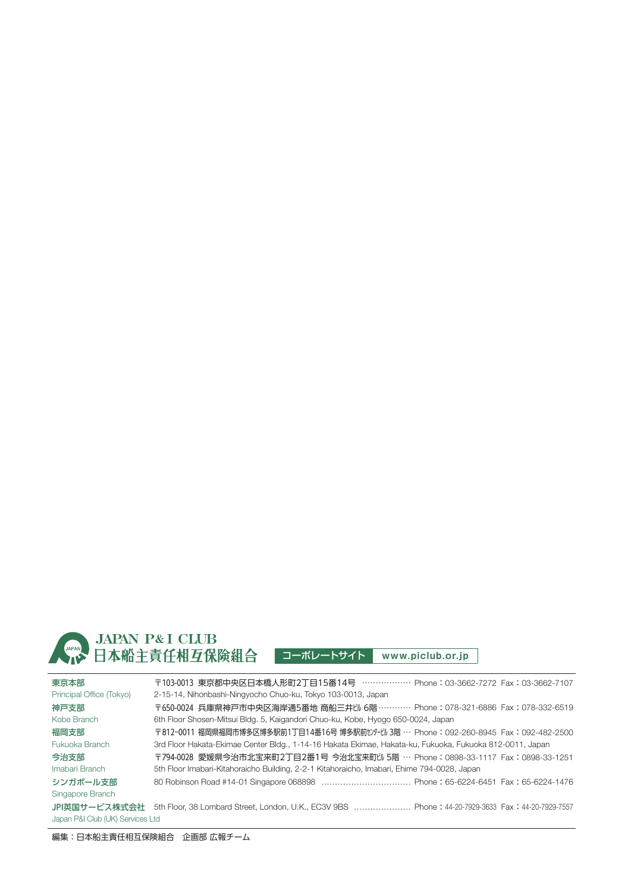JAPAN P&I CLUB
日本船主責任相互保険組合

コーポレートサイト　www.piclub.or.jp

| | |
|---|---|
| **東京本部**<br>Principal Office (Tokyo) | 〒103-0013 東京都中央区日本橋人形町2丁目15番14号 ……………… Phone：03-3662-7272 Fax：03-3662-7107<br>2-15-14, Nihonbashi-Ningyocho Chuo-ku, Tokyo 103-0013, Japan |
| **神戸支部**<br>Kobe Branch | 〒650-0024 兵庫県神戸市中央区海岸通5番地 商船三井ﾋﾞﾙ 6階………… Phone：078-321-6886 Fax：078-332-6519<br>6th Floor Shosen-Mitsui Bldg. 5, Kaigandori Chuo-ku, Kobe, Hyogo 650-0024, Japan |
| **福岡支部**<br>Fukuoka Branch | 〒812-0011 福岡県福岡市博多区博多駅前1丁目14番16号 博多駅前ｾﾝﾀｰﾋﾞﾙ 3階 … Phone：092-260-8945 Fax：092-482-2500<br>3rd Floor Hakata-Ekimae Center Bldg., 1-14-16 Hakata Ekimae, Hakata-ku, Fukuoka, Fukuoka 812-0011, Japan |
| **今治支部**<br>Imabari Branch | 〒794-0028 愛媛県今治市北宝来町2丁目2番1号 今治北宝来町ﾋﾞﾙ 5階 … Phone：0898-33-1117 Fax：0898-33-1251<br>5th Floor Imabari-Kitahoraicho Building, 2-2-1 Kitahoraicho, Imabari, Ehime 794-0028, Japan |
| **シンガポール支部**<br>Singapore Branch | 80 Robinson Road #14-01 Singapore 068898 …………………………… Phone：65-6224-6451 Fax：65-6224-1476 |
| **JPI英国サービス株式会社**<br>Japan P&I Club (UK) Services Ltd | 5th Floor, 38 Lombard Street, London, U.K., EC3V 9BS ………………… Phone：44-20-7929-3633 Fax：44-20-7929-7557 |

編集：日本船主責任相互保険組合　企画部 広報チーム